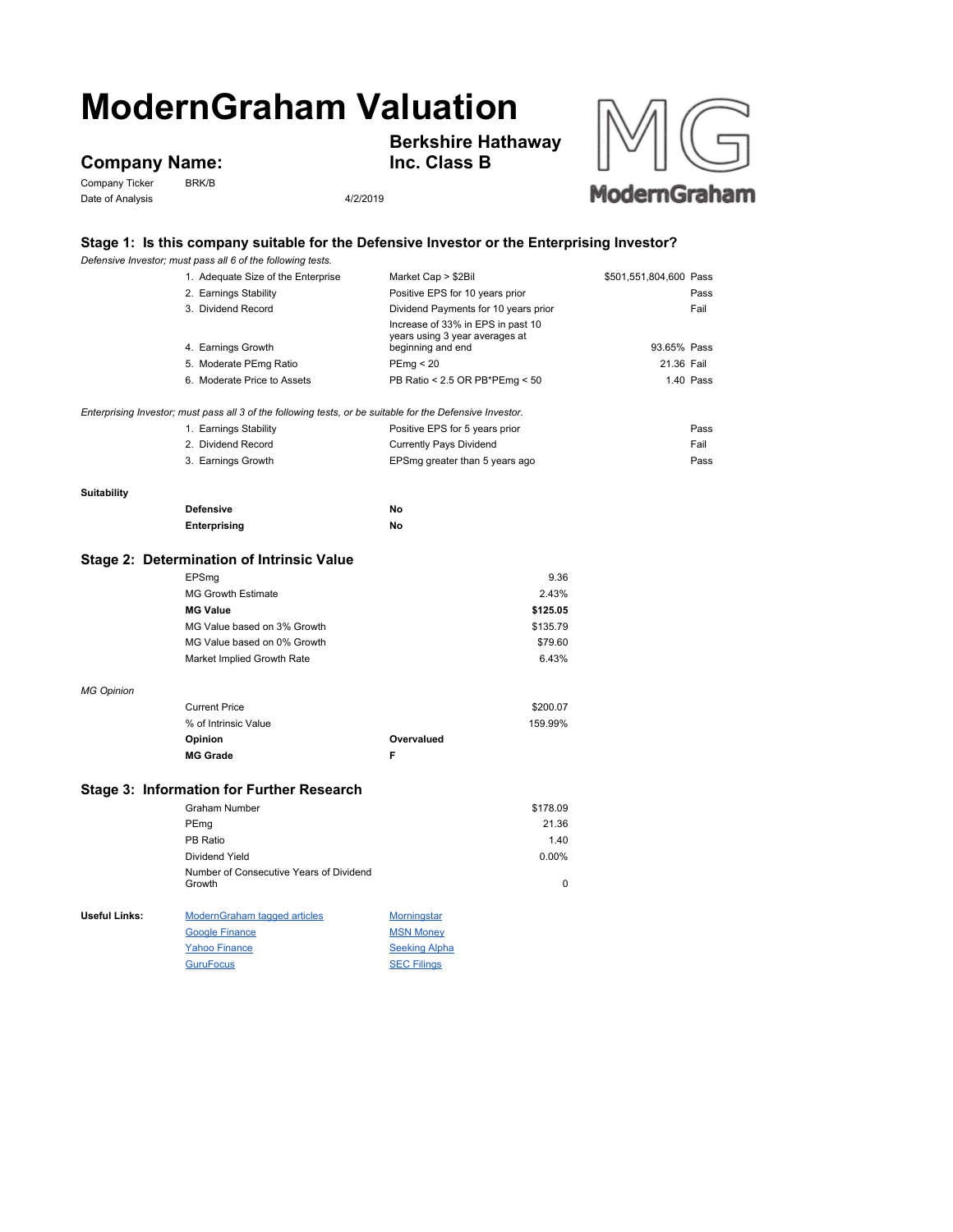# ModernGraham Valuation

## Company Name:

**Berkshire Hathaway Inc. Class B**

Company Ticker BRK/B

Date of Analysis 4/2/2019

ModernGraham

### Stage 1: Is this company suitable for the Defensive Investor or the Enterprising Investor?

*Defensive Investor; must pass all 6 of the following tests.*

| Test | Criterion | Value | Result |
|---|---|---|---|
| 1. Adequate Size of the Enterprise | Market Cap > $2Bil | $501,551,804,600 | Pass |
| 2. Earnings Stability | Positive EPS for 10 years prior | | Pass |
| 3. Dividend Record | Dividend Payments for 10 years prior | | Fail |
| 4. Earnings Growth | Increase of 33% in EPS in past 10 years using 3 year averages at beginning and end | 93.65% | Pass |
| 5. Moderate PEmg Ratio | PEmg < 20 | 21.36 | Fail |
| 6. Moderate Price to Assets | PB Ratio < 2.5 OR PB*PEmg < 50 | 1.40 | Pass |

*Enterprising Investor; must pass all 3 of the following tests, or be suitable for the Defensive Investor.*

| Test | Criterion | Result |
|---|---|---|
| 1. Earnings Stability | Positive EPS for 5 years prior | Pass |
| 2. Dividend Record | Currently Pays Dividend | Fail |
| 3. Earnings Growth | EPSmg greater than 5 years ago | Pass |

**Suitability**

| | |
|---|---|
| **Defensive** | **No** |
| **Enterprising** | **No** |

### Stage 2: Determination of Intrinsic Value

| | |
|---|---|
| EPSmg | 9.36 |
| MG Growth Estimate | 2.43% |
| **MG Value** | **$125.05** |
| MG Value based on 3% Growth | $135.79 |
| MG Value based on 0% Growth | $79.60 |
| Market Implied Growth Rate | 6.43% |

*MG Opinion*

| | | |
|---|---|---|
| Current Price | | $200.07 |
| % of Intrinsic Value | | 159.99% |
| **Opinion** | **Overvalued** | |
| **MG Grade** | **F** | |

### Stage 3: Information for Further Research

| | |
|---|---|
| Graham Number | $178.09 |
| PEmg | 21.36 |
| PB Ratio | 1.40 |
| Dividend Yield | 0.00% |
| Number of Consecutive Years of Dividend Growth | 0 |

**Useful Links:**

| | |
|---|---|
| ModernGraham tagged articles | Morningstar |
| Google Finance | MSN Money |
| Yahoo Finance | Seeking Alpha |
| GuruFocus | SEC Filings |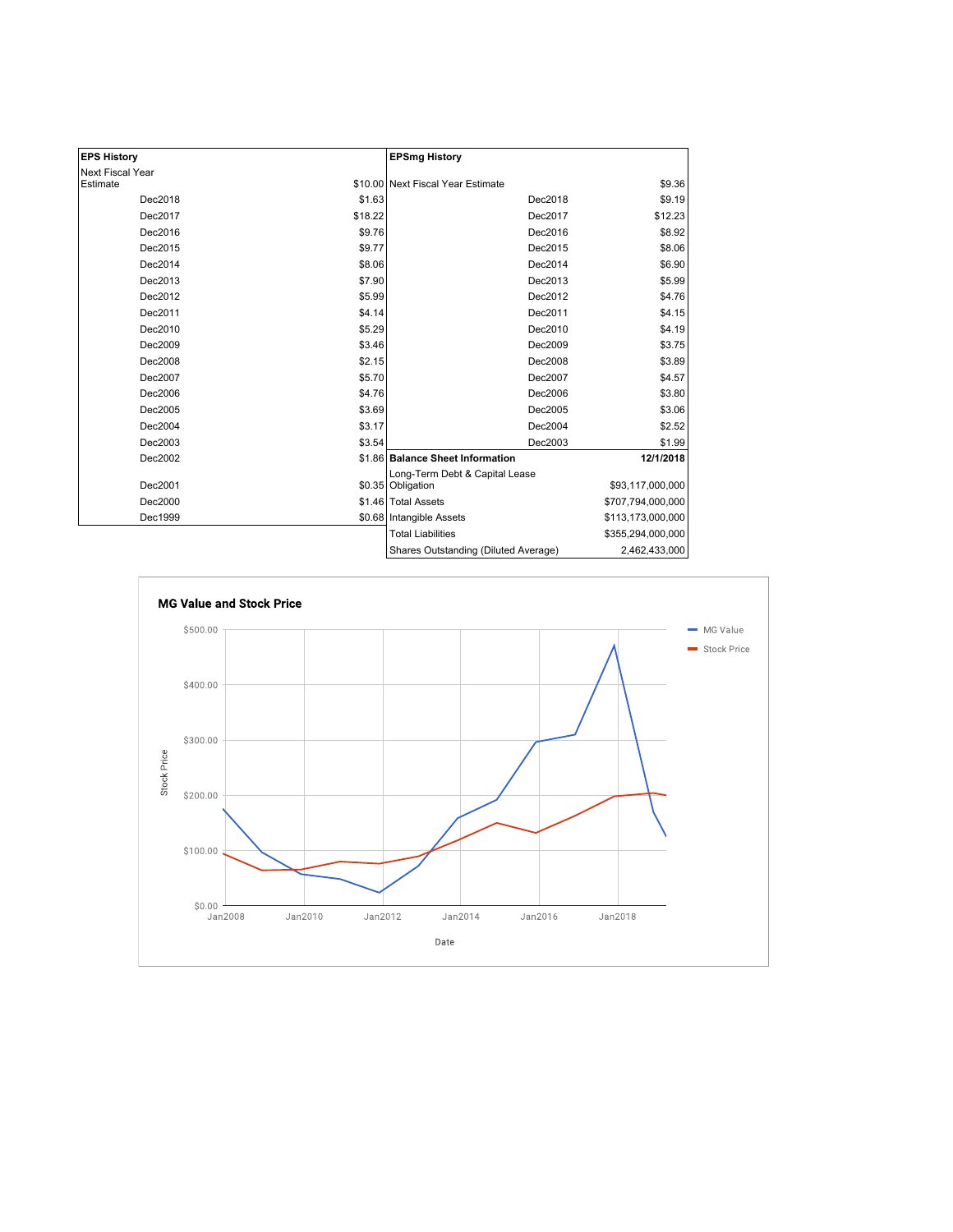| EPS History | |
| --- | --- |
| Next Fiscal Year Estimate | $10.00 |
| Dec2018 | $1.63 |
| Dec2017 | $18.22 |
| Dec2016 | $9.76 |
| Dec2015 | $9.77 |
| Dec2014 | $8.06 |
| Dec2013 | $7.90 |
| Dec2012 | $5.99 |
| Dec2011 | $4.14 |
| Dec2010 | $5.29 |
| Dec2009 | $3.46 |
| Dec2008 | $2.15 |
| Dec2007 | $5.70 |
| Dec2006 | $4.76 |
| Dec2005 | $3.69 |
| Dec2004 | $3.17 |
| Dec2003 | $3.54 |
| Dec2002 | $1.86 |
| Dec2001 | $0.35 |
| Dec2000 | $1.46 |
| Dec1999 | $0.68 |

| EPSmg History | |
| --- | --- |
| Next Fiscal Year Estimate | $9.36 |
| Dec2018 | $9.19 |
| Dec2017 | $12.23 |
| Dec2016 | $8.92 |
| Dec2015 | $8.06 |
| Dec2014 | $6.90 |
| Dec2013 | $5.99 |
| Dec2012 | $4.76 |
| Dec2011 | $4.15 |
| Dec2010 | $4.19 |
| Dec2009 | $3.75 |
| Dec2008 | $3.89 |
| Dec2007 | $4.57 |
| Dec2006 | $3.80 |
| Dec2005 | $3.06 |
| Dec2004 | $2.52 |
| Dec2003 | $1.99 |

| Balance Sheet Information | 12/1/2018 |
| --- | --- |
| Long-Term Debt & Capital Lease Obligation | $93,117,000,000 |
| Total Assets | $707,794,000,000 |
| Intangible Assets | $113,173,000,000 |
| Total Liabilities | $355,294,000,000 |
| Shares Outstanding (Diluted Average) | 2,462,433,000 |

**MG Value and Stock Price**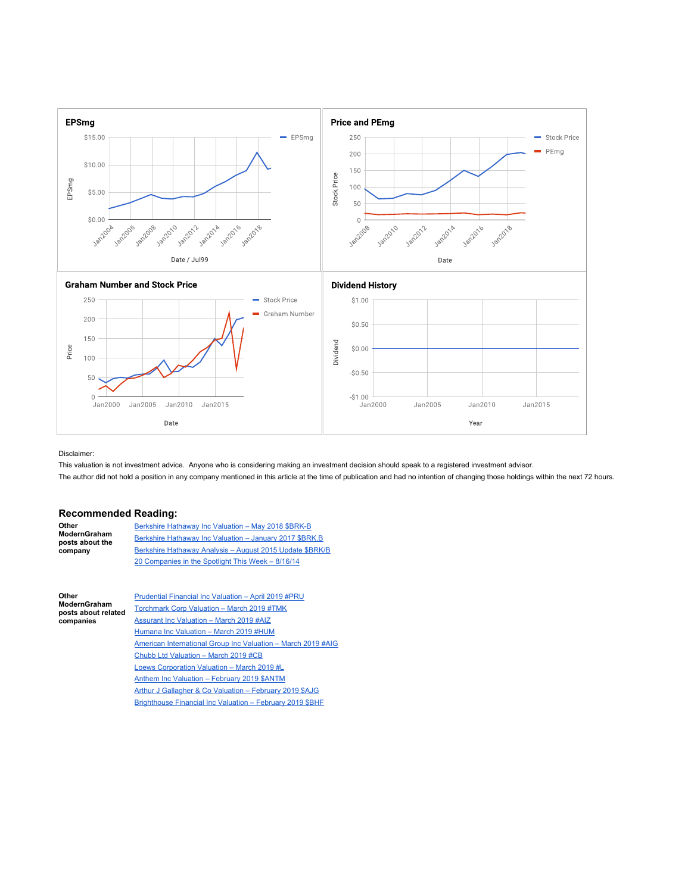**EPSmg**

$15.00
$10.00
$5.00
$0.00

EPSmg

Jan2004 Jan2006 Jan2008 Jan2010 Jan2012 Jan2014 Jan2016 Jan2018

Date / Jul99

EPSmg

**Price and PEmg**

250
200
150
100
50
0

Stock Price

Jan2008 Jan2010 Jan2012 Jan2014 Jan2016 Jan2018

Date

Stock Price
PEmg

**Graham Number and Stock Price**

250
200
150
100
50
0

Price

Jan2000 Jan2005 Jan2010 Jan2015

Date

Stock Price
Graham Number

**Dividend History**

$1.00
$0.50
$0.00
-$0.50
-$1.00

Dividend

Jan2000 Jan2005 Jan2010 Jan2015

Year

Disclaimer:

This valuation is not investment advice. Anyone who is considering making an investment decision should speak to a registered investment advisor.

The author did not hold a position in any company mentioned in this article at the time of publication and had no intention of changing those holdings within the next 72 hours.

## Recommended Reading:

**Other ModernGraham posts about the company**

- Berkshire Hathaway Inc Valuation – May 2018 $BRK-B
- Berkshire Hathaway Inc Valuation – January 2017 $BRK.B
- Berkshire Hathaway Analysis – August 2015 Update $BRK/B
- 20 Companies in the Spotlight This Week – 8/16/14

**Other ModernGraham posts about related companies**

- Prudential Financial Inc Valuation – April 2019 #PRU
- Torchmark Corp Valuation – March 2019 #TMK
- Assurant Inc Valuation – March 2019 #AIZ
- Humana Inc Valuation – March 2019 #HUM
- American International Group Inc Valuation – March 2019 #AIG
- Chubb Ltd Valuation – March 2019 #CB
- Loews Corporation Valuation – March 2019 #L
- Anthem Inc Valuation – February 2019 $ANTM
- Arthur J Gallagher & Co Valuation – February 2019 $AJG
- Brighthouse Financial Inc Valuation – February 2019 $BHF